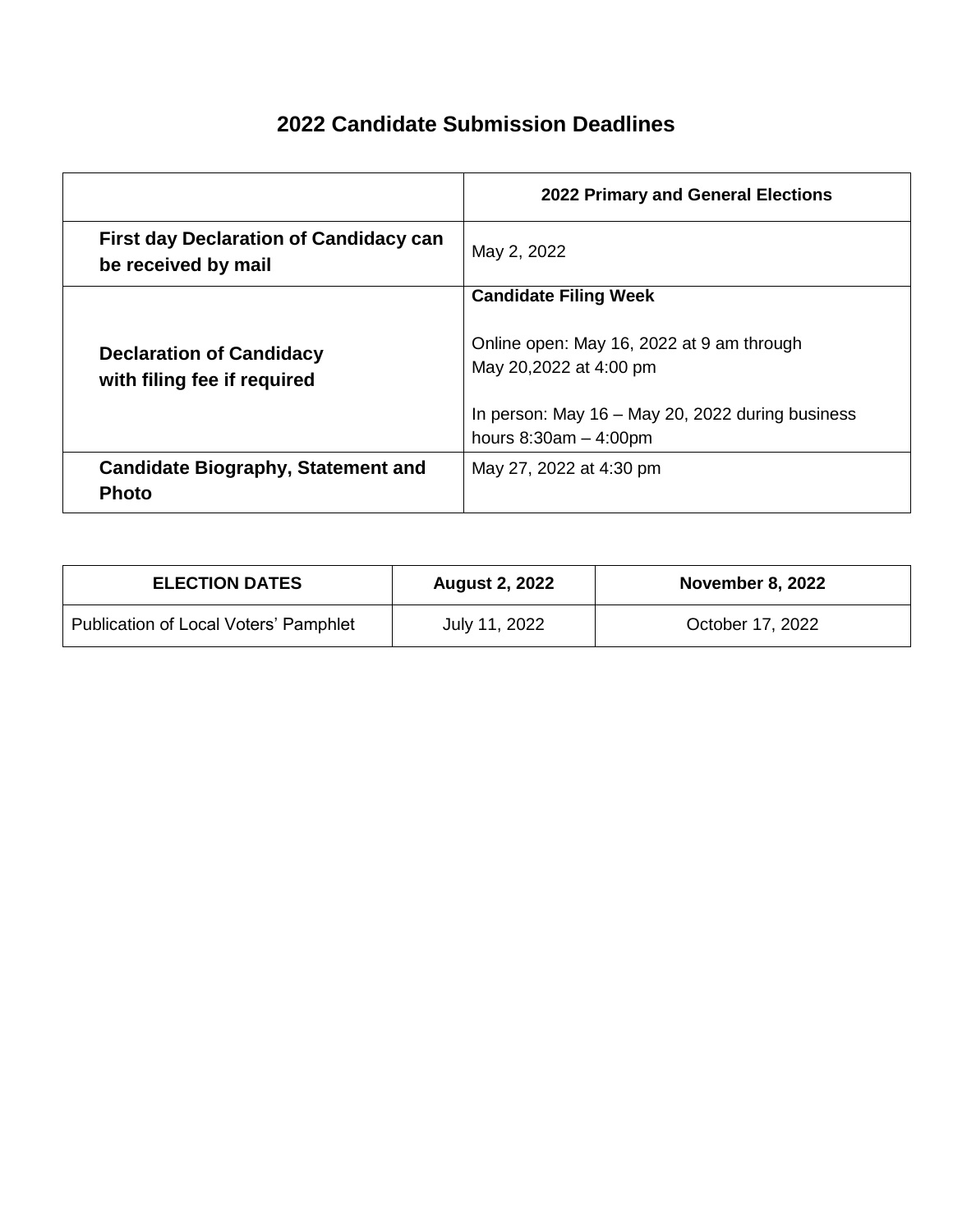# 2022 Candidate Submission Deadlines

| | 2022 Primary and General Elections |
|---|---|
| **First day Declaration of Candidacy can be received by mail** | May 2, 2022 |
| **Declaration of Candidacy with filing fee if required** | **Candidate Filing Week**<br><br>Online open: May 16, 2022 at 9 am through May 20,2022 at 4:00 pm<br><br>In person: May 16 – May 20, 2022 during business hours 8:30am – 4:00pm |
| **Candidate Biography, Statement and Photo** | May 27, 2022 at 4:30 pm |

| ELECTION DATES | August 2, 2022 | November 8, 2022 |
|---|---|---|
| Publication of Local Voters' Pamphlet | July 11, 2022 | October 17, 2022 |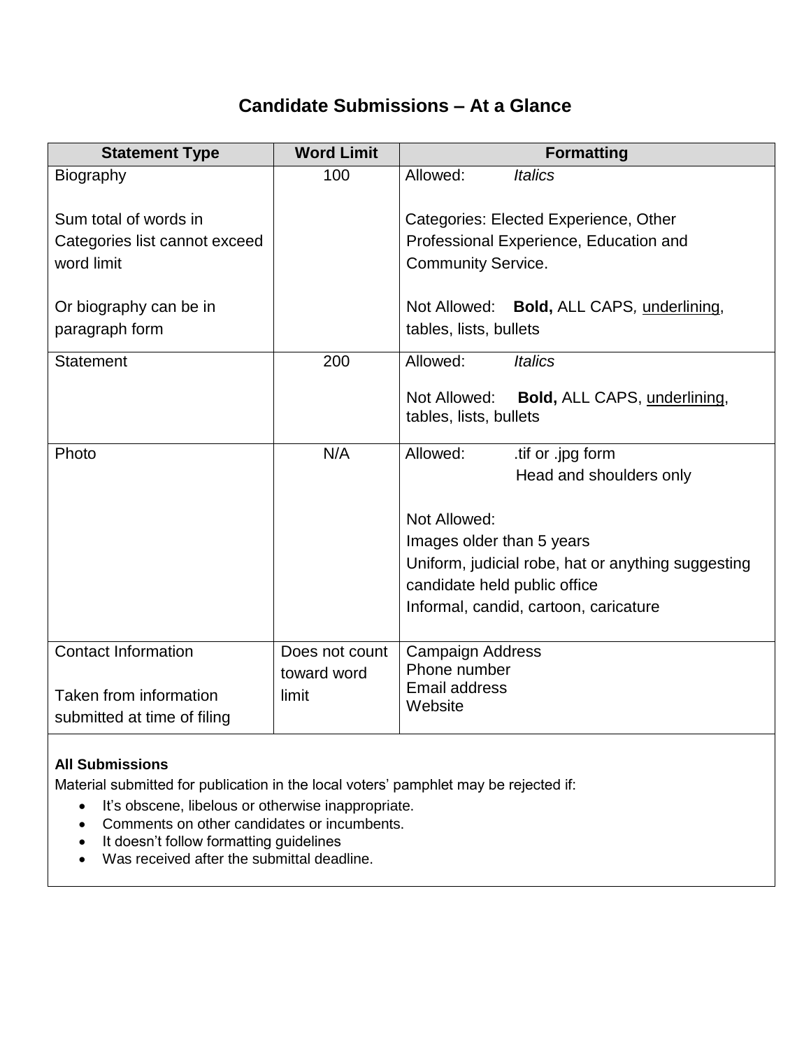# Candidate Submissions – At a Glance

| Statement Type | Word Limit | Formatting |
|---|---|---|
| Biography<br><br>Sum total of words in Categories list cannot exceed word limit<br><br>Or biography can be in paragraph form | 100 | Allowed: *Italics*<br><br>Categories: Elected Experience, Other Professional Experience, Education and Community Service.<br><br>Not Allowed: **Bold,** ALL CAPS, <u>underlining</u>, tables, lists, bullets |
| Statement | 200 | Allowed: *Italics*<br><br>Not Allowed: **Bold,** ALL CAPS, <u>underlining</u>, tables, lists, bullets |
| Photo | N/A | Allowed: .tif or .jpg form<br>Head and shoulders only<br><br>Not Allowed:<br>Images older than 5 years<br>Uniform, judicial robe, hat or anything suggesting candidate held public office<br>Informal, candid, cartoon, caricature |
| Contact Information<br><br>Taken from information submitted at time of filing | Does not count toward word limit | Campaign Address<br>Phone number<br>Email address<br>Website |

**All Submissions**

Material submitted for publication in the local voters' pamphlet may be rejected if:

- It's obscene, libelous or otherwise inappropriate.
- Comments on other candidates or incumbents.
- It doesn't follow formatting guidelines
- Was received after the submittal deadline.